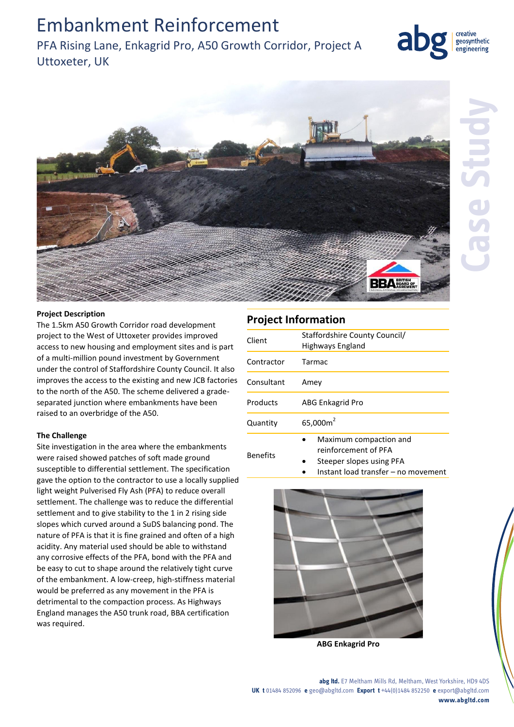# Embankment Reinforcement

PFA Rising Lane, Enkagrid Pro, A50 Growth Corridor, Project A
Uttoxeter, UK

Case Study

**Project Description**

The 1.5km A50 Growth Corridor road development project to the West of Uttoxeter provides improved access to new housing and employment sites and is part of a multi-million pound investment by Government under the control of Staffordshire County Council. It also improves the access to the existing and new JCB factories to the north of the A50. The scheme delivered a grade-separated junction where embankments have been raised to an overbridge of the A50.

**The Challenge**

Site investigation in the area where the embankments were raised showed patches of soft made ground susceptible to differential settlement. The specification gave the option to the contractor to use a locally supplied light weight Pulverised Fly Ash (PFA) to reduce overall settlement. The challenge was to reduce the differential settlement and to give stability to the 1 in 2 rising side slopes which curved around a SuDS balancing pond. The nature of PFA is that it is fine grained and often of a high acidity. Any material used should be able to withstand any corrosive effects of the PFA, bond with the PFA and be easy to cut to shape around the relatively tight curve of the embankment. A low-creep, high-stiffness material would be preferred as any movement in the PFA is detrimental to the compaction process. As Highways England manages the A50 trunk road, BBA certification was required.

## Project Information

| | |
|---|---|
| Client | Staffordshire County Council/ Highways England |
| Contractor | Tarmac |
| Consultant | Amey |
| Products | ABG Enkagrid Pro |
| Quantity | 65,000m$^2$ |
| Benefits | • Maximum compaction and reinforcement of PFA<br>• Steeper slopes using PFA<br>• Instant load transfer – no movement |

**ABG Enkagrid Pro**

**abg ltd.** E7 Meltham Mills Rd, Meltham, West Yorkshire, HD9 4DS
**UK t** 01484 852096 **e** geo@abgltd.com **Export t** +44(0)1484 852250 **e** export@abgltd.com
**www.abgltd.com**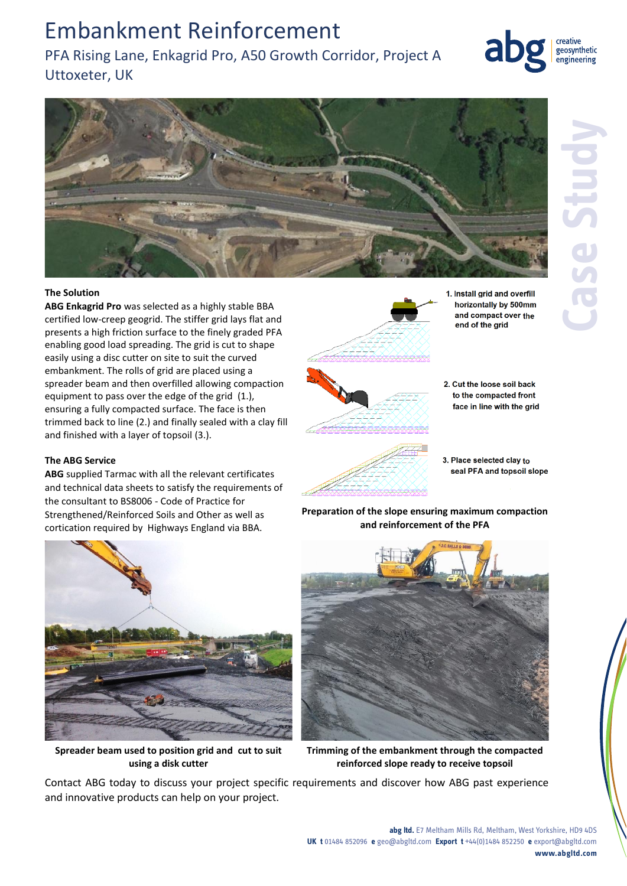# Embankment Reinforcement

PFA Rising Lane, Enkagrid Pro, A50 Growth Corridor, Project A
Uttoxeter, UK

**The Solution**

**ABG Enkagrid Pro** was selected as a highly stable BBA certified low-creep geogrid. The stiffer grid lays flat and presents a high friction surface to the finely graded PFA enabling good load spreading. The grid is cut to shape easily using a disc cutter on site to suit the curved embankment. The rolls of grid are placed using a spreader beam and then overfilled allowing compaction equipment to pass over the edge of the grid (1.), ensuring a fully compacted surface. The face is then trimmed back to line (2.) and finally sealed with a clay fill and finished with a layer of topsoil (3.).

1. Install grid and overfill horizontally by 500mm and compact over the end of the grid
2. Cut the loose soil back to the compacted front face in line with the grid
3. Place selected clay to seal PFA and topsoil slope

**Preparation of the slope ensuring maximum compaction and reinforcement of the PFA**

**The ABG Service**

**ABG** supplied Tarmac with all the relevant certificates and technical data sheets to satisfy the requirements of the consultant to BS8006 - Code of Practice for Strengthened/Reinforced Soils and Other as well as cortication required by Highways England via BBA.

**Spreader beam used to position grid and cut to suit using a disk cutter**

**Trimming of the embankment through the compacted reinforced slope ready to receive topsoil**

Contact ABG today to discuss your project specific requirements and discover how ABG past experience and innovative products can help on your project.

**abg ltd.** E7 Meltham Mills Rd, Meltham, West Yorkshire, HD9 4DS
**UK t** 01484 852096 **e** geo@abgltd.com **Export t** +44(0)1484 852250 **e** export@abgltd.com
**www.abgltd.com**